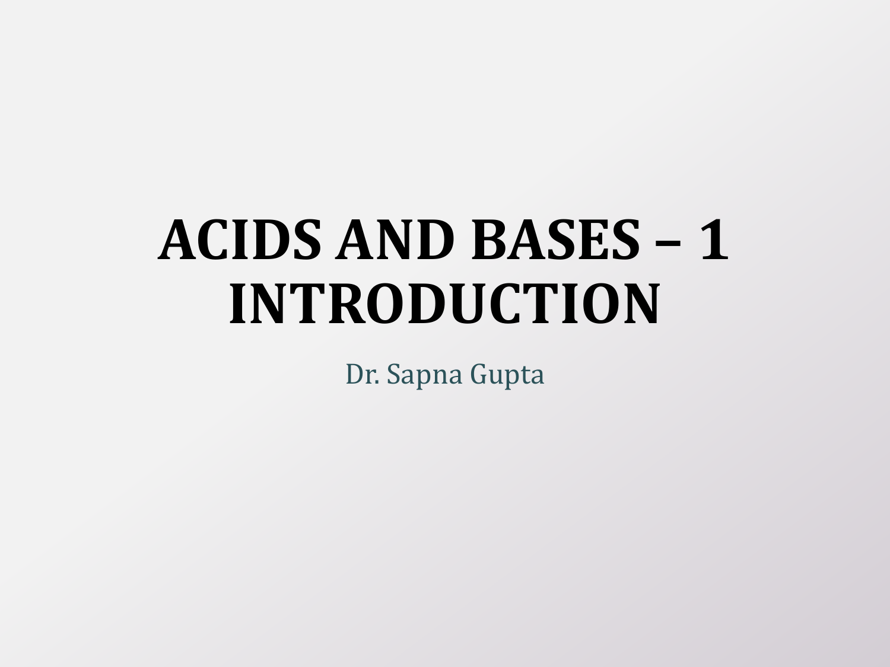# ACIDS AND BASES – 1 INTRODUCTION

Dr. Sapna Gupta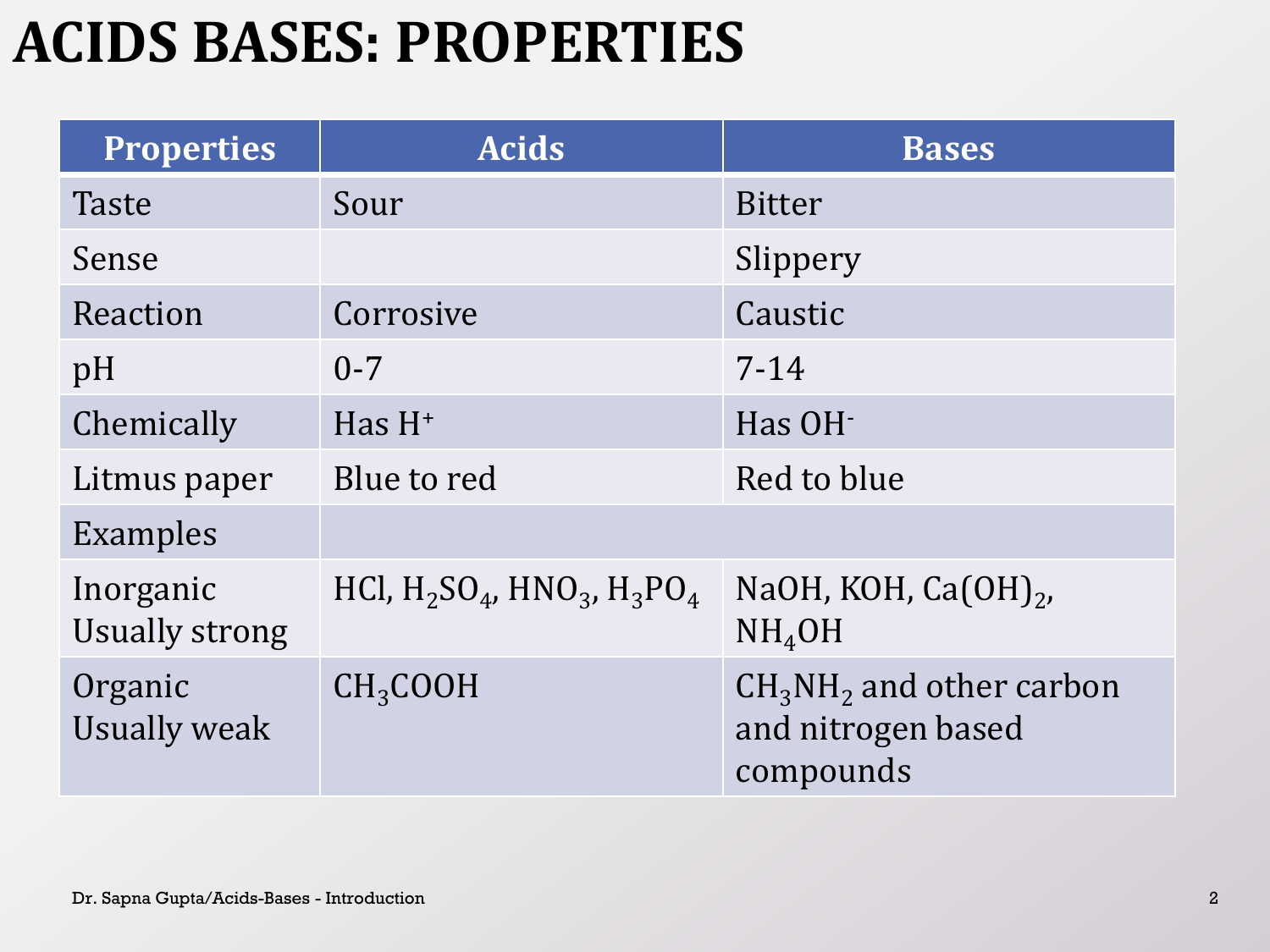# ACIDS BASES: PROPERTIES

| Properties | Acids | Bases |
|---|---|---|
| Taste | Sour | Bitter |
| Sense | | Slippery |
| Reaction | Corrosive | Caustic |
| pH | 0-7 | 7-14 |
| Chemically | Has $H^+$ | Has $OH^-$ |
| Litmus paper | Blue to red | Red to blue |
| Examples | | |
| Inorganic Usually strong | $HCl$, $H_2SO_4$, $HNO_3$, $H_3PO_4$ | $NaOH$, $KOH$, $Ca(OH)_2$, $NH_4OH$ |
| Organic Usually weak | $CH_3COOH$ | $CH_3NH_2$ and other carbon and nitrogen based compounds |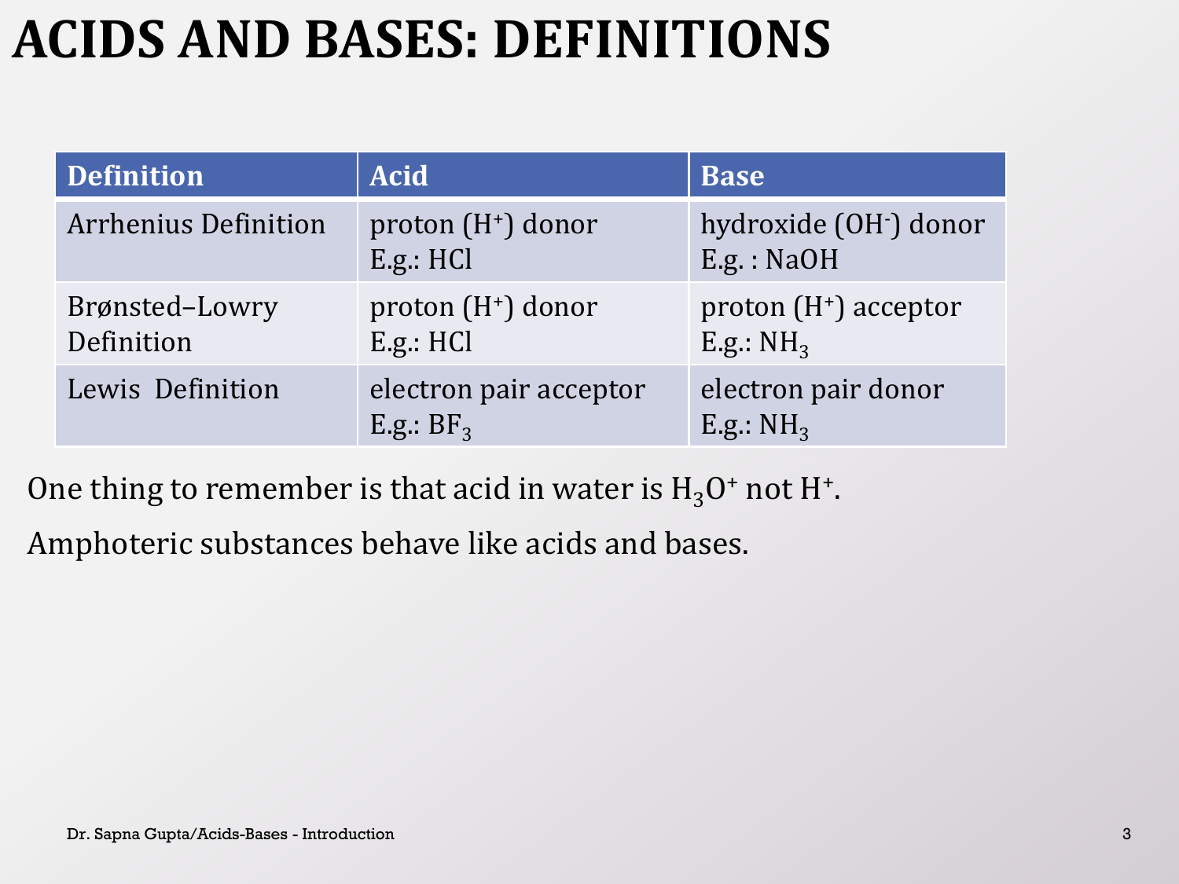# ACIDS AND BASES: DEFINITIONS

| Definition | Acid | Base |
|---|---|---|
| Arrhenius Definition | proton ($H^+$) donor<br>E.g.: HCl | hydroxide ($OH^-$) donor<br>E.g. : NaOH |
| Brønsted–Lowry Definition | proton ($H^+$) donor<br>E.g.: HCl | proton ($H^+$) acceptor<br>E.g.: $NH_3$ |
| Lewis Definition | electron pair acceptor<br>E.g.: $BF_3$ | electron pair donor<br>E.g.: $NH_3$ |

One thing to remember is that acid in water is $H_3O^+$ not $H^+$.

Amphoteric substances behave like acids and bases.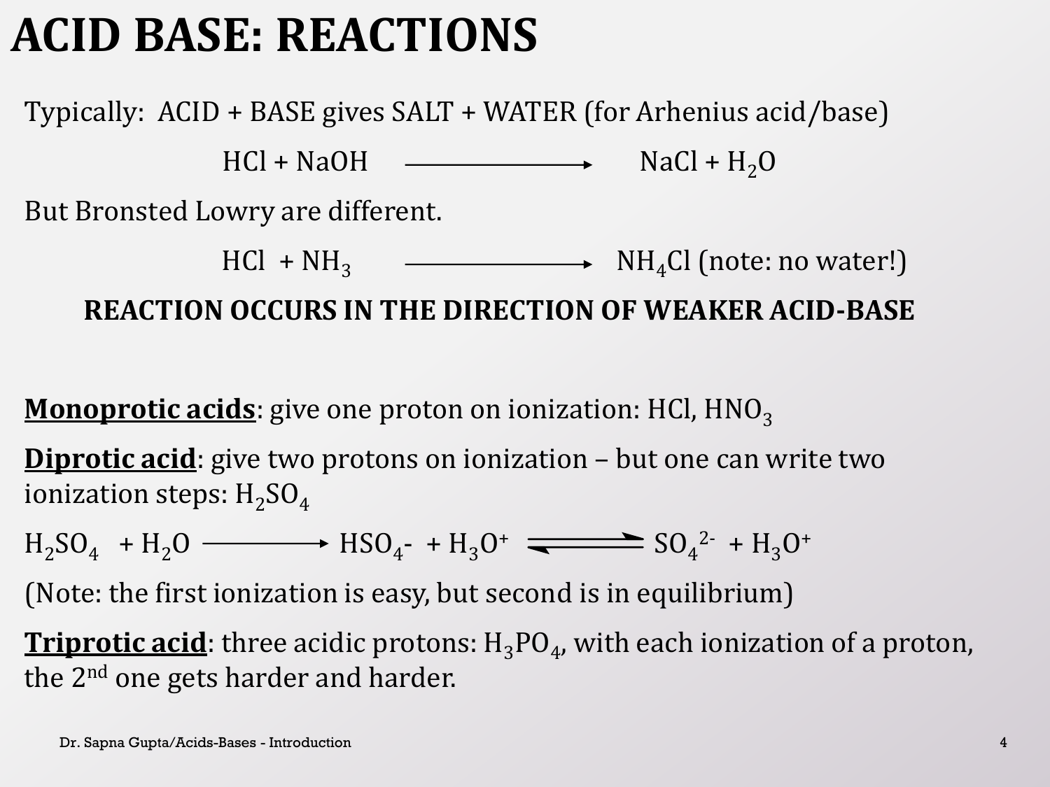# ACID BASE: REACTIONS

Typically: ACID + BASE gives SALT + WATER (for Arhenius acid/base)

$$HCl + NaOH \longrightarrow NaCl + H_2O$$

But Bronsted Lowry are different.

$$HCl + NH_3 \longrightarrow NH_4Cl \text{ (note: no water!)}$$

**REACTION OCCURS IN THE DIRECTION OF WEAKER ACID-BASE**

**Monoprotic acids**: give one proton on ionization: $HCl$, $HNO_3$

**Diprotic acid**: give two protons on ionization – but one can write two ionization steps: $H_2SO_4$

$$H_2SO_4 + H_2O \longrightarrow HSO_4^- + H_3O^+ \rightleftharpoons SO_4^{2-} + H_3O^+$$

(Note: the first ionization is easy, but second is in equilibrium)

**Triprotic acid**: three acidic protons: $H_3PO_4$, with each ionization of a proton, the 2nd one gets harder and harder.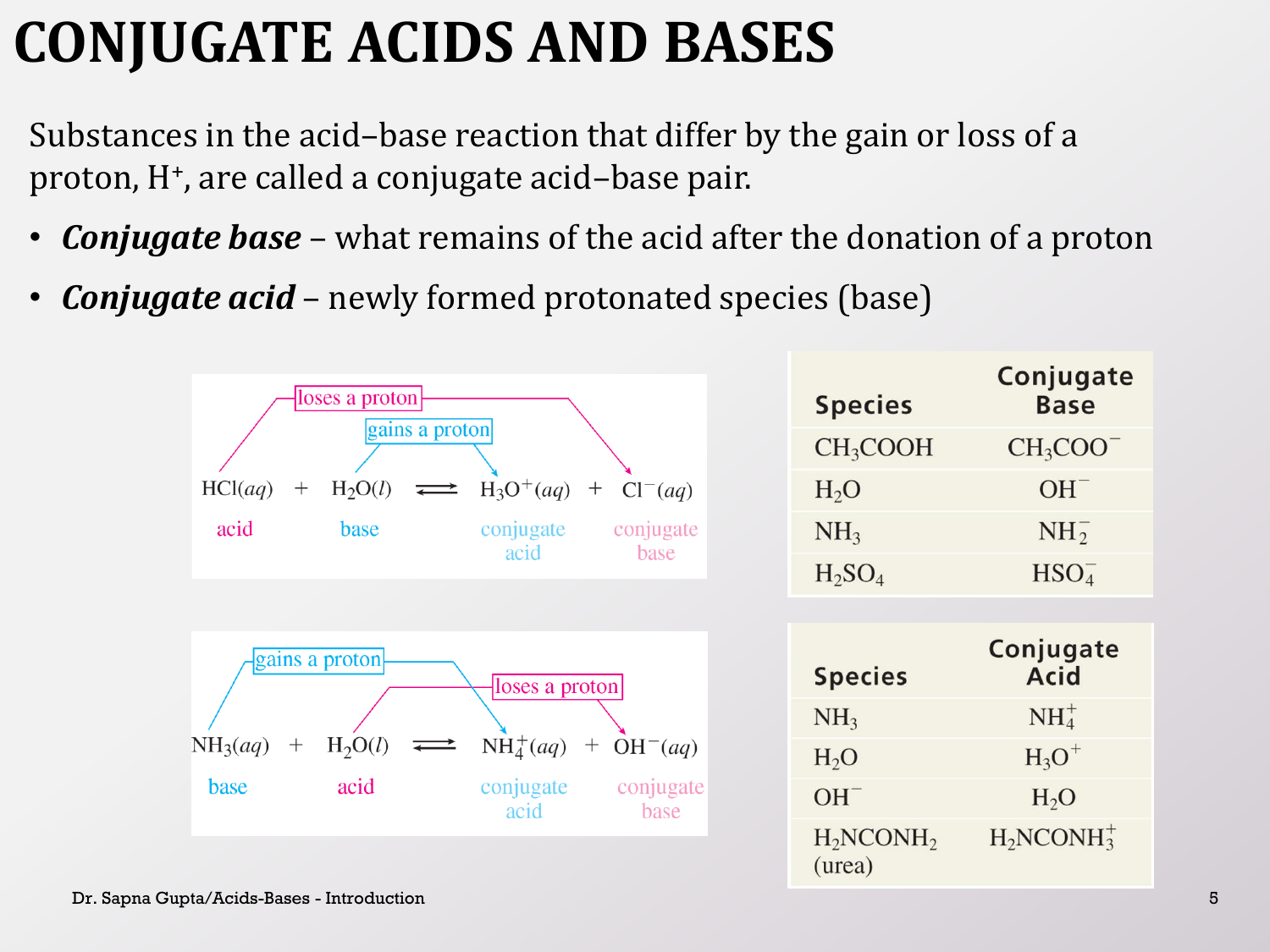# CONJUGATE ACIDS AND BASES

Substances in the acid–base reaction that differ by the gain or loss of a proton, $H^+$, are called a conjugate acid–base pair.

- ***Conjugate base*** – what remains of the acid after the donation of a proton
- ***Conjugate acid*** – newly formed protonated species (base)

$$HCl(aq) + H_2O(l) \rightleftharpoons H_3O^+(aq) + Cl^-(aq)$$

acid (loses a proton) | base (gains a proton) | conjugate acid | conjugate base

$$NH_3(aq) + H_2O(l) \rightleftharpoons NH_4^+(aq) + OH^-(aq)$$

base (gains a proton) | acid (loses a proton) | conjugate acid | conjugate base

| Species | Conjugate Base |
|---|---|
| $CH_3COOH$ | $CH_3COO^-$ |
| $H_2O$ | $OH^-$ |
| $NH_3$ | $NH_2^-$ |
| $H_2SO_4$ | $HSO_4^-$ |

| Species | Conjugate Acid |
|---|---|
| $NH_3$ | $NH_4^+$ |
| $H_2O$ | $H_3O^+$ |
| $OH^-$ | $H_2O$ |
| $H_2NCONH_2$ (urea) | $H_2NCONH_3^+$ |

Dr. Sapna Gupta/Acids-Bases - Introduction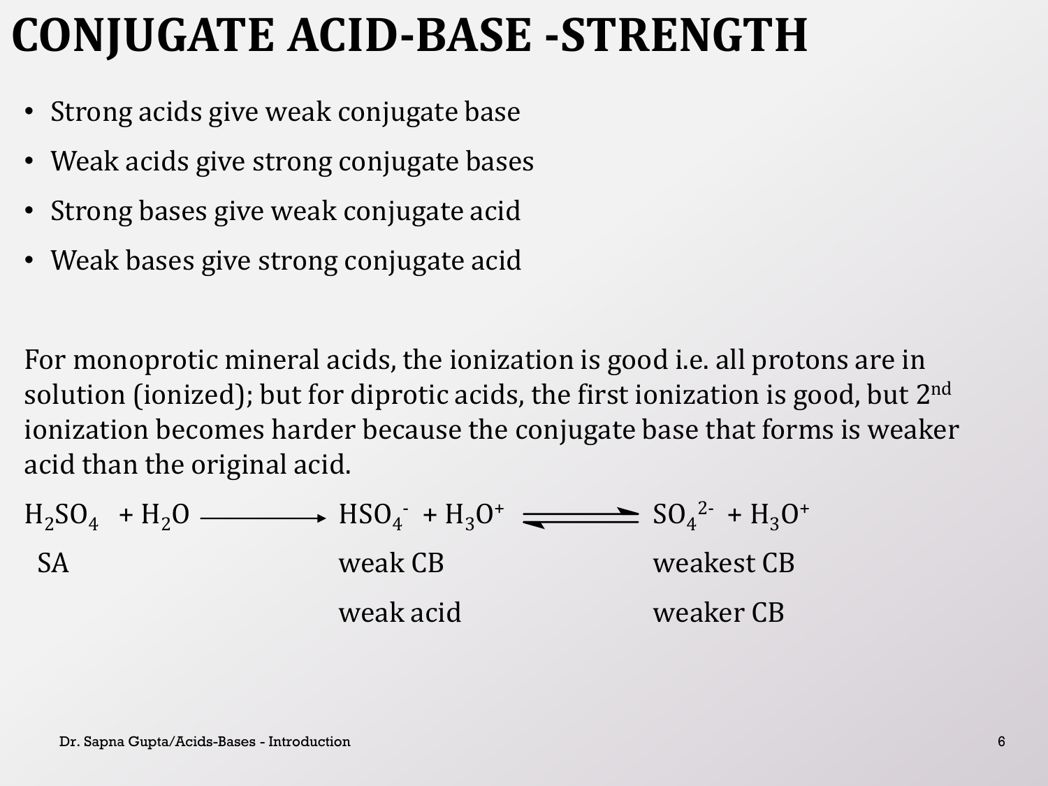# CONJUGATE ACID-BASE -STRENGTH

- Strong acids give weak conjugate base
- Weak acids give strong conjugate bases
- Strong bases give weak conjugate acid
- Weak bases give strong conjugate acid

For monoprotic mineral acids, the ionization is good i.e. all protons are in solution (ionized); but for diprotic acids, the first ionization is good, but 2nd ionization becomes harder because the conjugate base that forms is weaker acid than the original acid.

$$H_2SO_4 + H_2O \longrightarrow HSO_4^- + H_3O^+ \rightleftharpoons SO_4^{2-} + H_3O^+$$

| $H_2SO_4 + H_2O$ | $HSO_4^- + H_3O^+$ | $SO_4^{2-} + H_3O^+$ |
|---|---|---|
| SA | weak CB | weakest CB |
| | weak acid | weaker CB |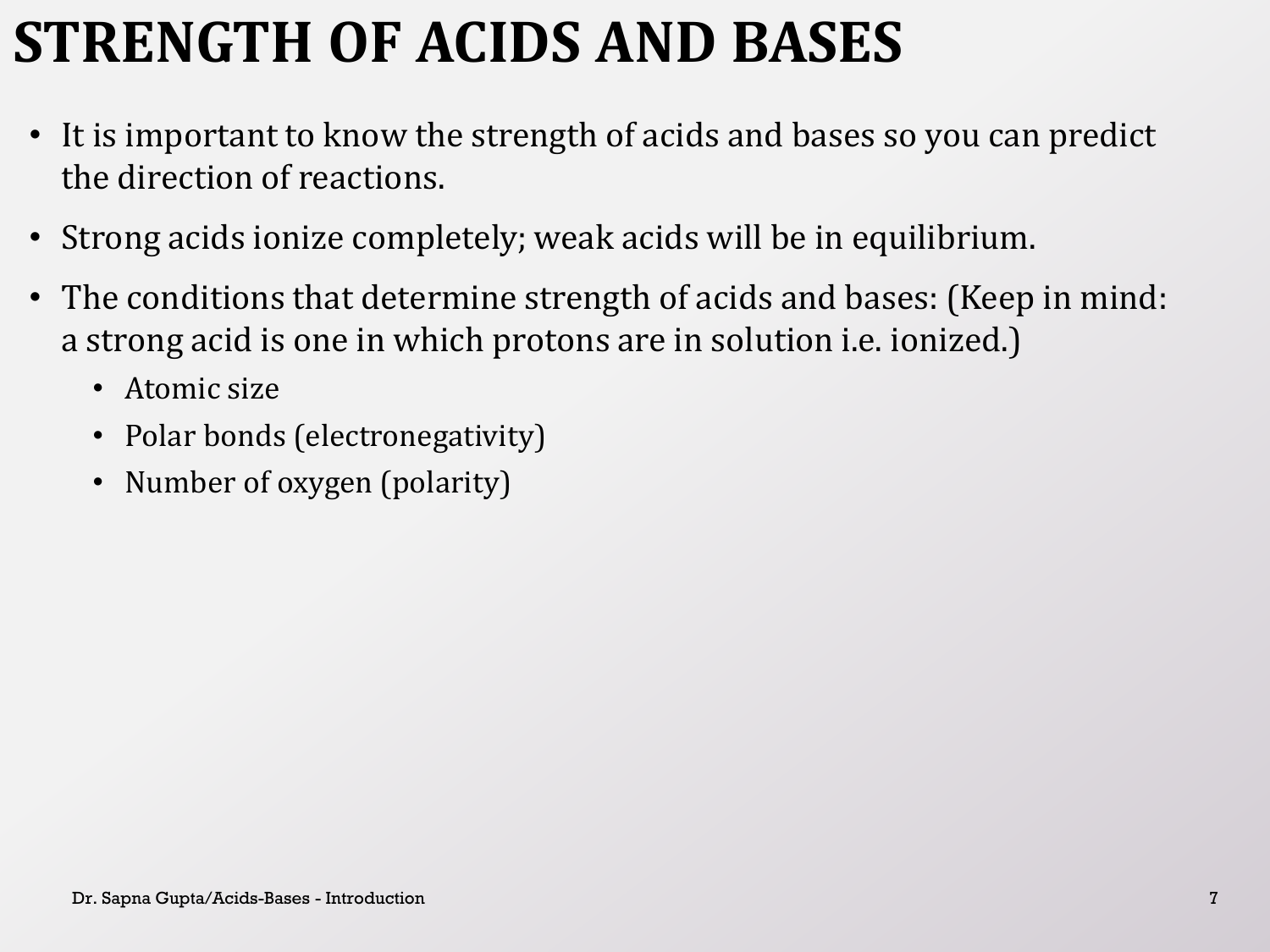# STRENGTH OF ACIDS AND BASES

- It is important to know the strength of acids and bases so you can predict the direction of reactions.
- Strong acids ionize completely; weak acids will be in equilibrium.
- The conditions that determine strength of acids and bases: (Keep in mind: a strong acid is one in which protons are in solution i.e. ionized.)
  - Atomic size
  - Polar bonds (electronegativity)
  - Number of oxygen (polarity)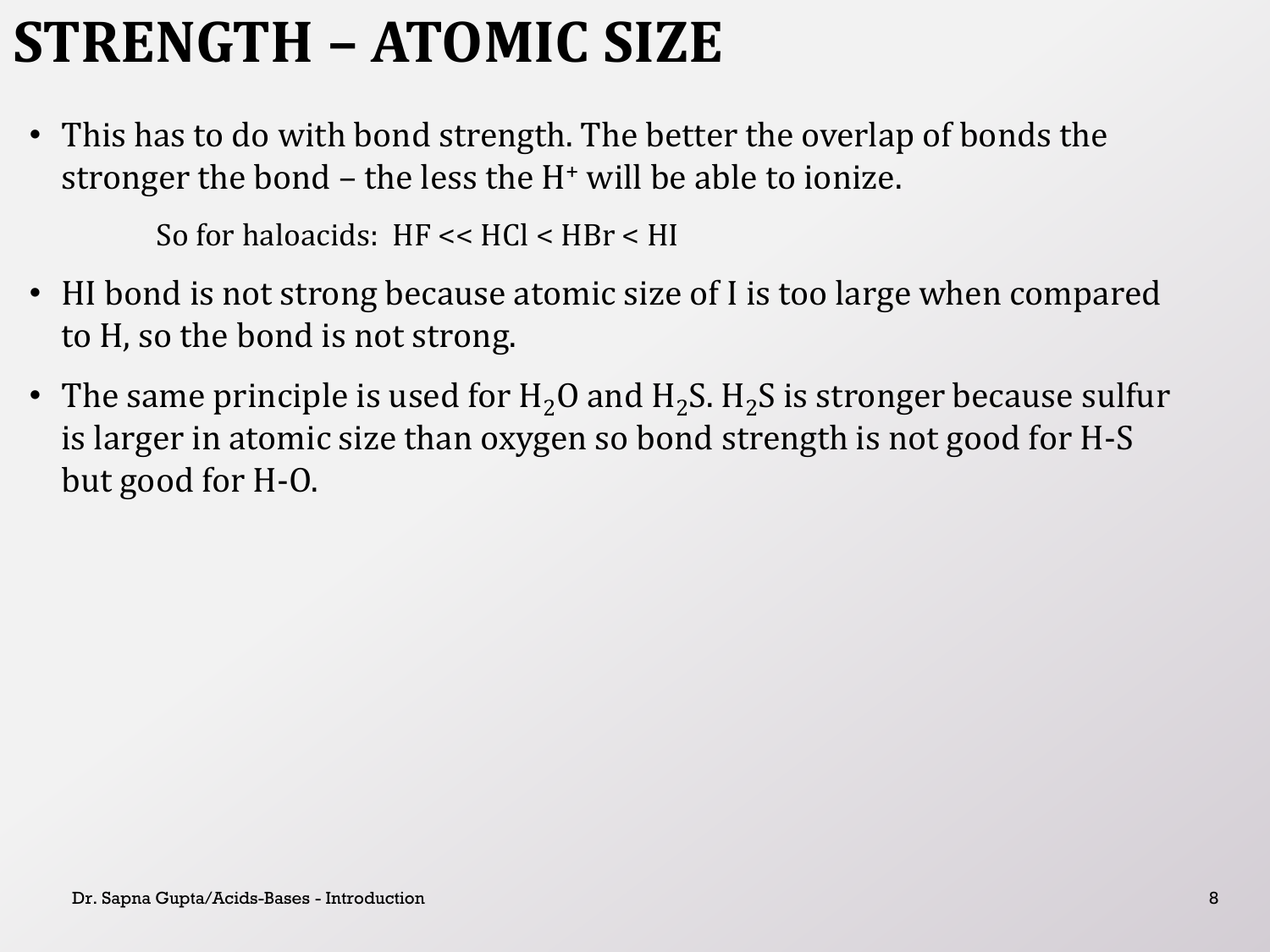# STRENGTH – ATOMIC SIZE

- This has to do with bond strength. The better the overlap of bonds the stronger the bond – the less the $H^+$ will be able to ionize.

  So for haloacids: HF << HCl < HBr < HI

- HI bond is not strong because atomic size of I is too large when compared to H, so the bond is not strong.
- The same principle is used for $H_2O$ and $H_2S$. $H_2S$ is stronger because sulfur is larger in atomic size than oxygen so bond strength is not good for H-S but good for H-O.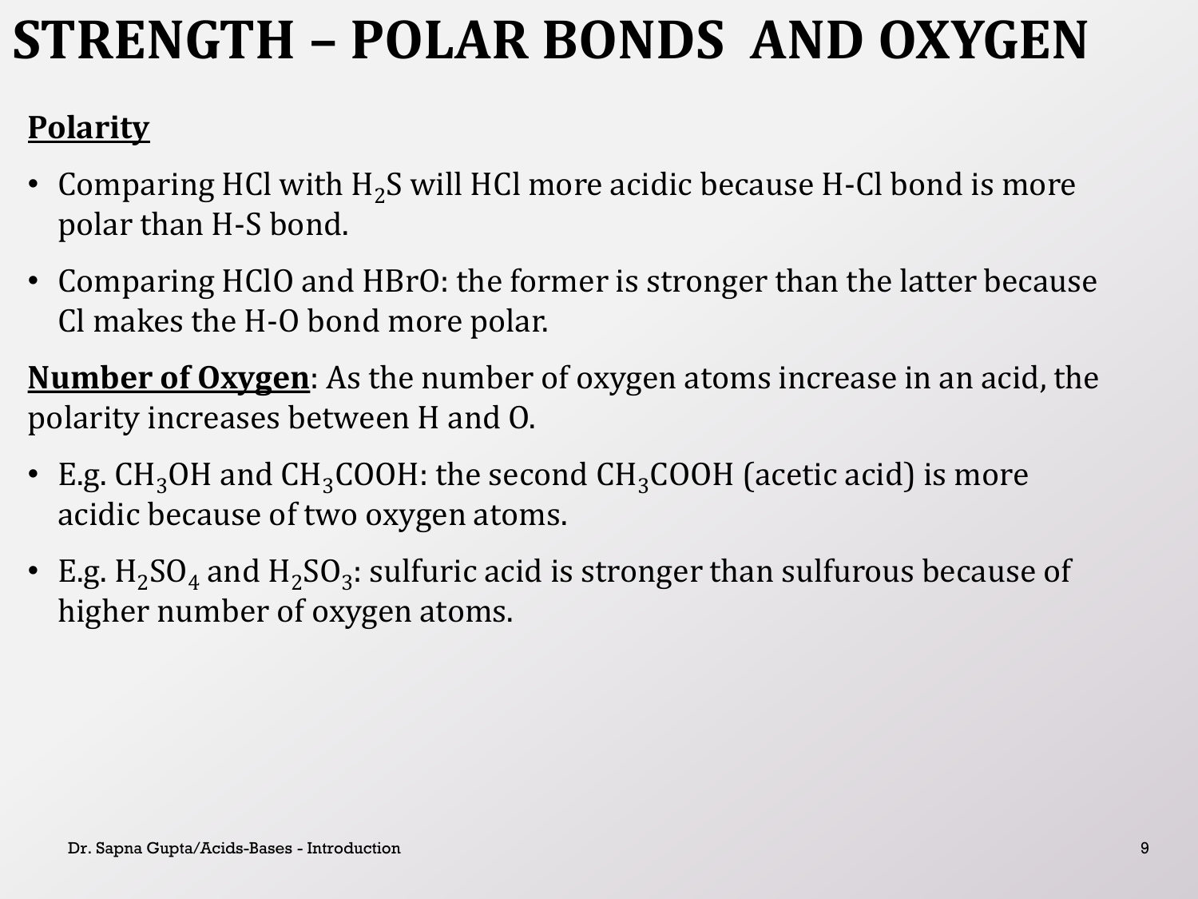# STRENGTH – POLAR BONDS AND OXYGEN

**Polarity**

- Comparing HCl with $H_2S$ will HCl more acidic because H-Cl bond is more polar than H-S bond.
- Comparing HClO and HBrO: the former is stronger than the latter because Cl makes the H-O bond more polar.

**Number of Oxygen**: As the number of oxygen atoms increase in an acid, the polarity increases between H and O.

- E.g. $CH_3OH$ and $CH_3COOH$: the second $CH_3COOH$ (acetic acid) is more acidic because of two oxygen atoms.
- E.g. $H_2SO_4$ and $H_2SO_3$: sulfuric acid is stronger than sulfurous because of higher number of oxygen atoms.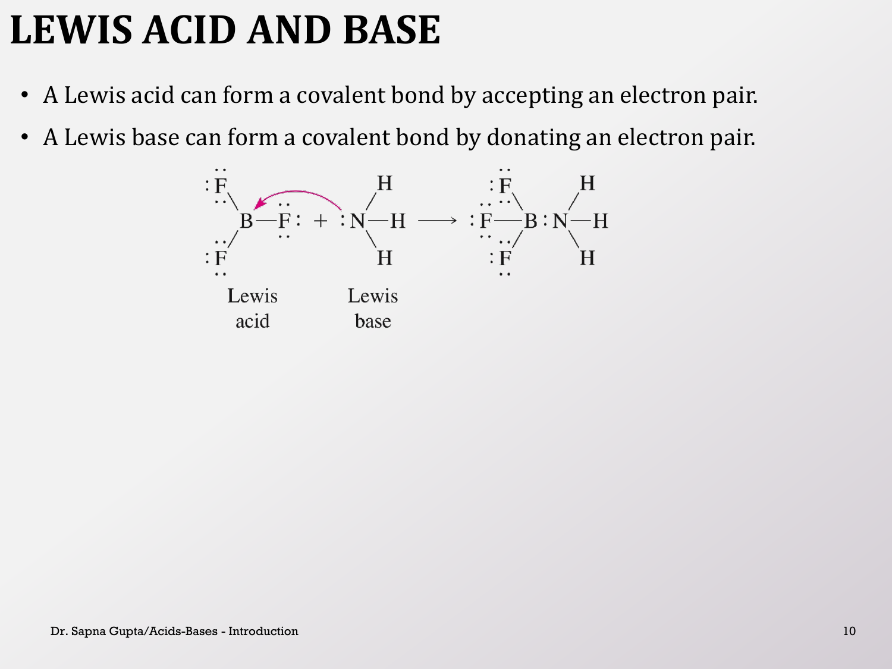# LEWIS ACID AND BASE

- A Lewis acid can form a covalent bond by accepting an electron pair.
- A Lewis base can form a covalent bond by donating an electron pair.

$$BF_3 + :NH_3 \longrightarrow F_3B{:}NH_3$$

Lewis acid — Lewis base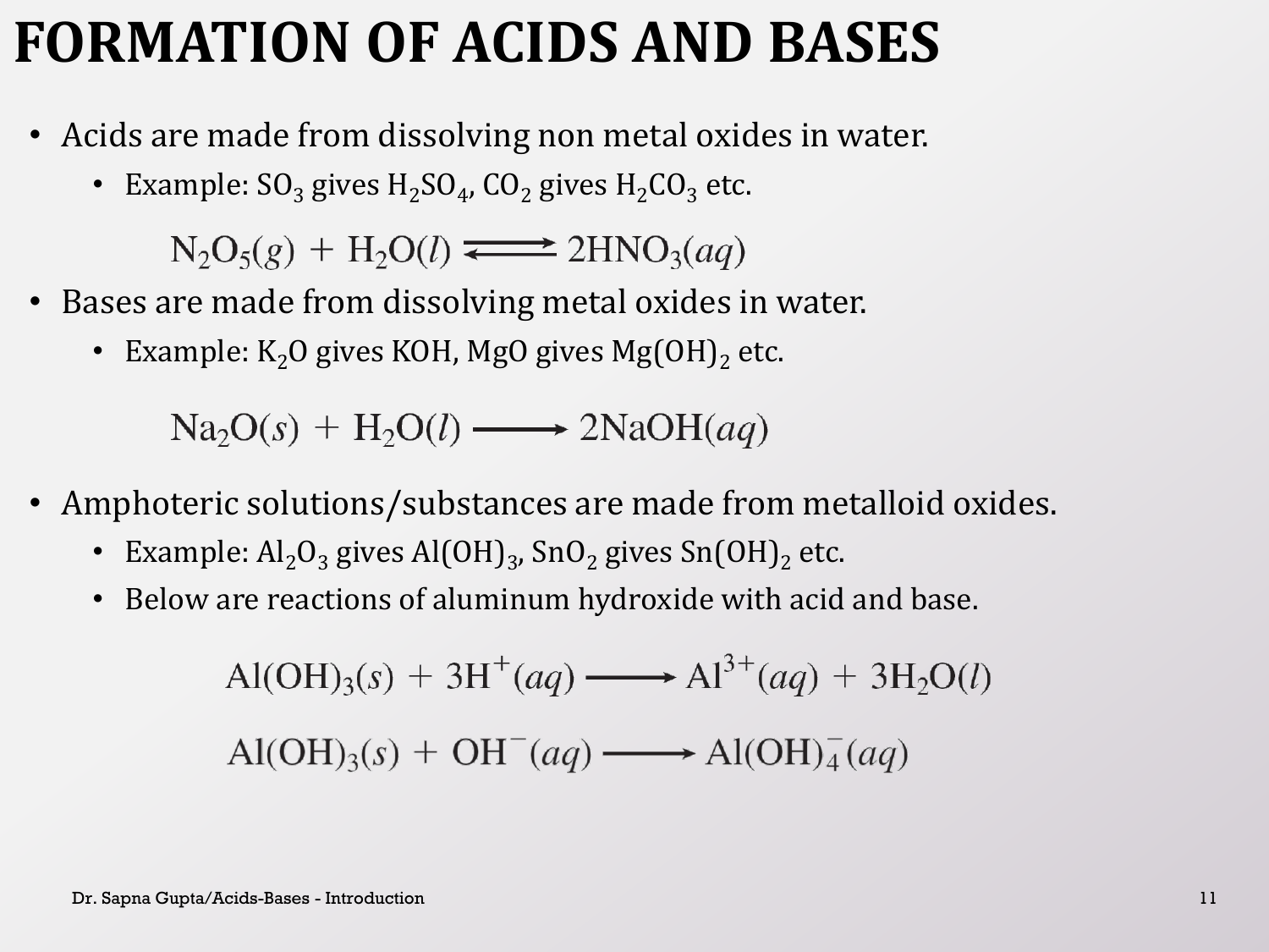# FORMATION OF ACIDS AND BASES

- Acids are made from dissolving non metal oxides in water.
  - Example: $SO_3$ gives $H_2SO_4$, $CO_2$ gives $H_2CO_3$ etc.

$$N_2O_5(g) + H_2O(l) \rightleftharpoons 2HNO_3(aq)$$

- Bases are made from dissolving metal oxides in water.
  - Example: $K_2O$ gives KOH, MgO gives $Mg(OH)_2$ etc.

$$Na_2O(s) + H_2O(l) \longrightarrow 2NaOH(aq)$$

- Amphoteric solutions/substances are made from metalloid oxides.
  - Example: $Al_2O_3$ gives $Al(OH)_3$, $SnO_2$ gives $Sn(OH)_2$ etc.
  - Below are reactions of aluminum hydroxide with acid and base.

$$Al(OH)_3(s) + 3H^+(aq) \longrightarrow Al^{3+}(aq) + 3H_2O(l)$$

$$Al(OH)_3(s) + OH^-(aq) \longrightarrow Al(OH)_4^-(aq)$$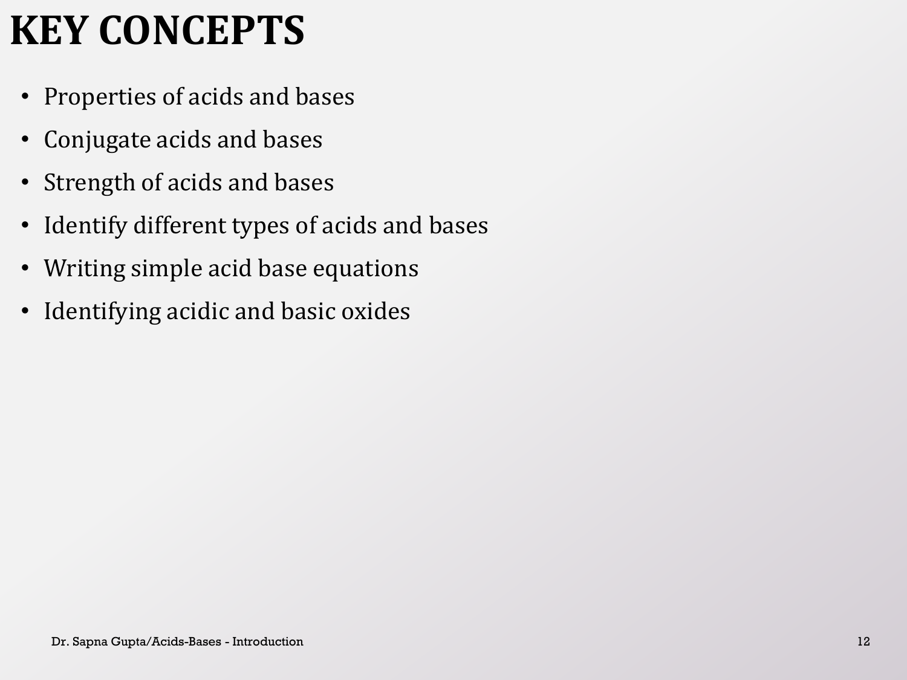# KEY CONCEPTS

- Properties of acids and bases
- Conjugate acids and bases
- Strength of acids and bases
- Identify different types of acids and bases
- Writing simple acid base equations
- Identifying acidic and basic oxides